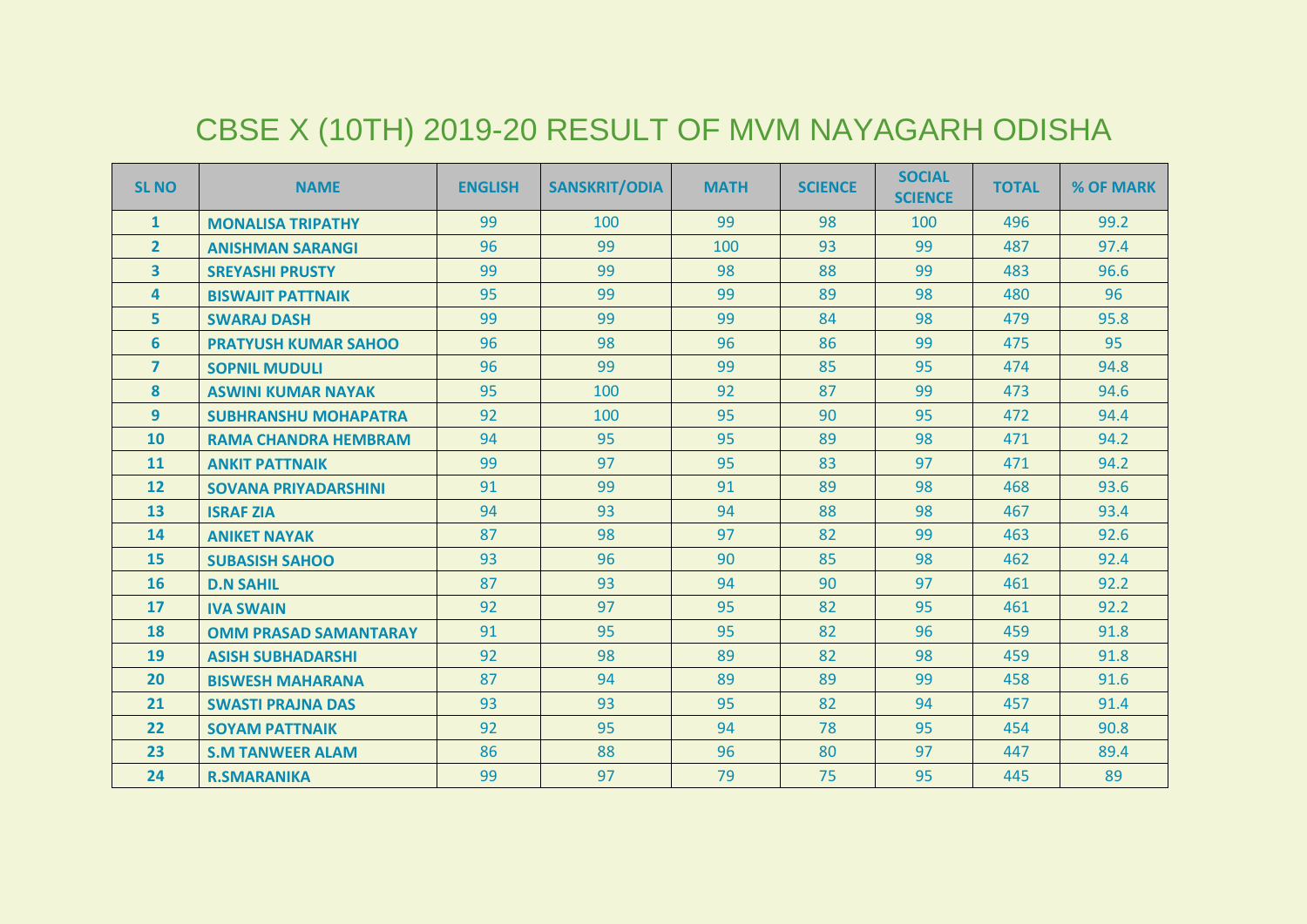# CBSE X (10TH) 2019-20 RESULT OF MVM NAYAGARH ODISHA

| SL NO | NAME | ENGLISH | SANSKRIT/ODIA | MATH | SCIENCE | SOCIAL SCIENCE | TOTAL | % OF MARK |
|---|---|---|---|---|---|---|---|---|
| 1 | MONALISA TRIPATHY | 99 | 100 | 99 | 98 | 100 | 496 | 99.2 |
| 2 | ANISHMAN SARANGI | 96 | 99 | 100 | 93 | 99 | 487 | 97.4 |
| 3 | SREYASHI PRUSTY | 99 | 99 | 98 | 88 | 99 | 483 | 96.6 |
| 4 | BISWAJIT PATTNAIK | 95 | 99 | 99 | 89 | 98 | 480 | 96 |
| 5 | SWARAJ DASH | 99 | 99 | 99 | 84 | 98 | 479 | 95.8 |
| 6 | PRATYUSH KUMAR SAHOO | 96 | 98 | 96 | 86 | 99 | 475 | 95 |
| 7 | SOPNIL MUDULI | 96 | 99 | 99 | 85 | 95 | 474 | 94.8 |
| 8 | ASWINI KUMAR NAYAK | 95 | 100 | 92 | 87 | 99 | 473 | 94.6 |
| 9 | SUBHRANSHU MOHAPATRA | 92 | 100 | 95 | 90 | 95 | 472 | 94.4 |
| 10 | RAMA CHANDRA HEMBRAM | 94 | 95 | 95 | 89 | 98 | 471 | 94.2 |
| 11 | ANKIT PATTNAIK | 99 | 97 | 95 | 83 | 97 | 471 | 94.2 |
| 12 | SOVANA PRIYADARSHINI | 91 | 99 | 91 | 89 | 98 | 468 | 93.6 |
| 13 | ISRAF ZIA | 94 | 93 | 94 | 88 | 98 | 467 | 93.4 |
| 14 | ANIKET NAYAK | 87 | 98 | 97 | 82 | 99 | 463 | 92.6 |
| 15 | SUBASISH SAHOO | 93 | 96 | 90 | 85 | 98 | 462 | 92.4 |
| 16 | D.N SAHIL | 87 | 93 | 94 | 90 | 97 | 461 | 92.2 |
| 17 | IVA SWAIN | 92 | 97 | 95 | 82 | 95 | 461 | 92.2 |
| 18 | OMM PRASAD SAMANTARAY | 91 | 95 | 95 | 82 | 96 | 459 | 91.8 |
| 19 | ASISH SUBHADARSHI | 92 | 98 | 89 | 82 | 98 | 459 | 91.8 |
| 20 | BISWESH MAHARANA | 87 | 94 | 89 | 89 | 99 | 458 | 91.6 |
| 21 | SWASTI PRAJNA DAS | 93 | 93 | 95 | 82 | 94 | 457 | 91.4 |
| 22 | SOYAM PATTNAIK | 92 | 95 | 94 | 78 | 95 | 454 | 90.8 |
| 23 | S.M TANWEER ALAM | 86 | 88 | 96 | 80 | 97 | 447 | 89.4 |
| 24 | R.SMARANIKA | 99 | 97 | 79 | 75 | 95 | 445 | 89 |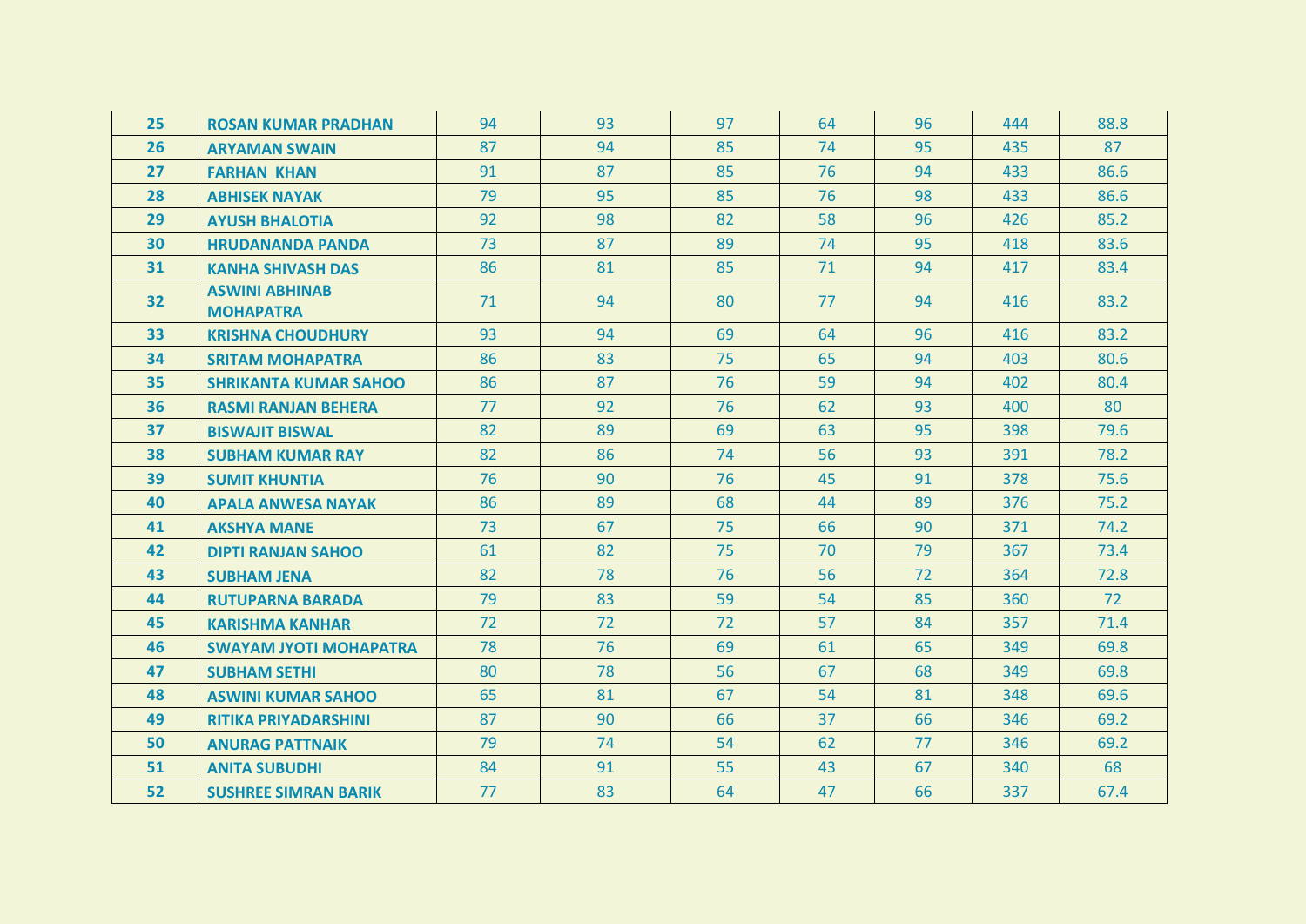| | | | | | | | | |
|---|---|---|---|---|---|---|---|---|
| **25** | **ROSAN KUMAR PRADHAN** | 94 | 93 | 97 | 64 | 96 | 444 | 88.8 |
| **26** | **ARYAMAN SWAIN** | 87 | 94 | 85 | 74 | 95 | 435 | 87 |
| **27** | **FARHAN KHAN** | 91 | 87 | 85 | 76 | 94 | 433 | 86.6 |
| **28** | **ABHISEK NAYAK** | 79 | 95 | 85 | 76 | 98 | 433 | 86.6 |
| **29** | **AYUSH BHALOTIA** | 92 | 98 | 82 | 58 | 96 | 426 | 85.2 |
| **30** | **HRUDANANDA PANDA** | 73 | 87 | 89 | 74 | 95 | 418 | 83.6 |
| **31** | **KANHA SHIVASH DAS** | 86 | 81 | 85 | 71 | 94 | 417 | 83.4 |
| **32** | **ASWINI ABHINAB MOHAPATRA** | 71 | 94 | 80 | 77 | 94 | 416 | 83.2 |
| **33** | **KRISHNA CHOUDHURY** | 93 | 94 | 69 | 64 | 96 | 416 | 83.2 |
| **34** | **SRITAM MOHAPATRA** | 86 | 83 | 75 | 65 | 94 | 403 | 80.6 |
| **35** | **SHRIKANTA KUMAR SAHOO** | 86 | 87 | 76 | 59 | 94 | 402 | 80.4 |
| **36** | **RASMI RANJAN BEHERA** | 77 | 92 | 76 | 62 | 93 | 400 | 80 |
| **37** | **BISWAJIT BISWAL** | 82 | 89 | 69 | 63 | 95 | 398 | 79.6 |
| **38** | **SUBHAM KUMAR RAY** | 82 | 86 | 74 | 56 | 93 | 391 | 78.2 |
| **39** | **SUMIT KHUNTIA** | 76 | 90 | 76 | 45 | 91 | 378 | 75.6 |
| **40** | **APALA ANWESA NAYAK** | 86 | 89 | 68 | 44 | 89 | 376 | 75.2 |
| **41** | **AKSHYA MANE** | 73 | 67 | 75 | 66 | 90 | 371 | 74.2 |
| **42** | **DIPTI RANJAN SAHOO** | 61 | 82 | 75 | 70 | 79 | 367 | 73.4 |
| **43** | **SUBHAM JENA** | 82 | 78 | 76 | 56 | 72 | 364 | 72.8 |
| **44** | **RUTUPARNA BARADA** | 79 | 83 | 59 | 54 | 85 | 360 | 72 |
| **45** | **KARISHMA KANHAR** | 72 | 72 | 72 | 57 | 84 | 357 | 71.4 |
| **46** | **SWAYAM JYOTI MOHAPATRA** | 78 | 76 | 69 | 61 | 65 | 349 | 69.8 |
| **47** | **SUBHAM SETHI** | 80 | 78 | 56 | 67 | 68 | 349 | 69.8 |
| **48** | **ASWINI KUMAR SAHOO** | 65 | 81 | 67 | 54 | 81 | 348 | 69.6 |
| **49** | **RITIKA PRIYADARSHINI** | 87 | 90 | 66 | 37 | 66 | 346 | 69.2 |
| **50** | **ANURAG PATTNAIK** | 79 | 74 | 54 | 62 | 77 | 346 | 69.2 |
| **51** | **ANITA SUBUDHI** | 84 | 91 | 55 | 43 | 67 | 340 | 68 |
| **52** | **SUSHREE SIMRAN BARIK** | 77 | 83 | 64 | 47 | 66 | 337 | 67.4 |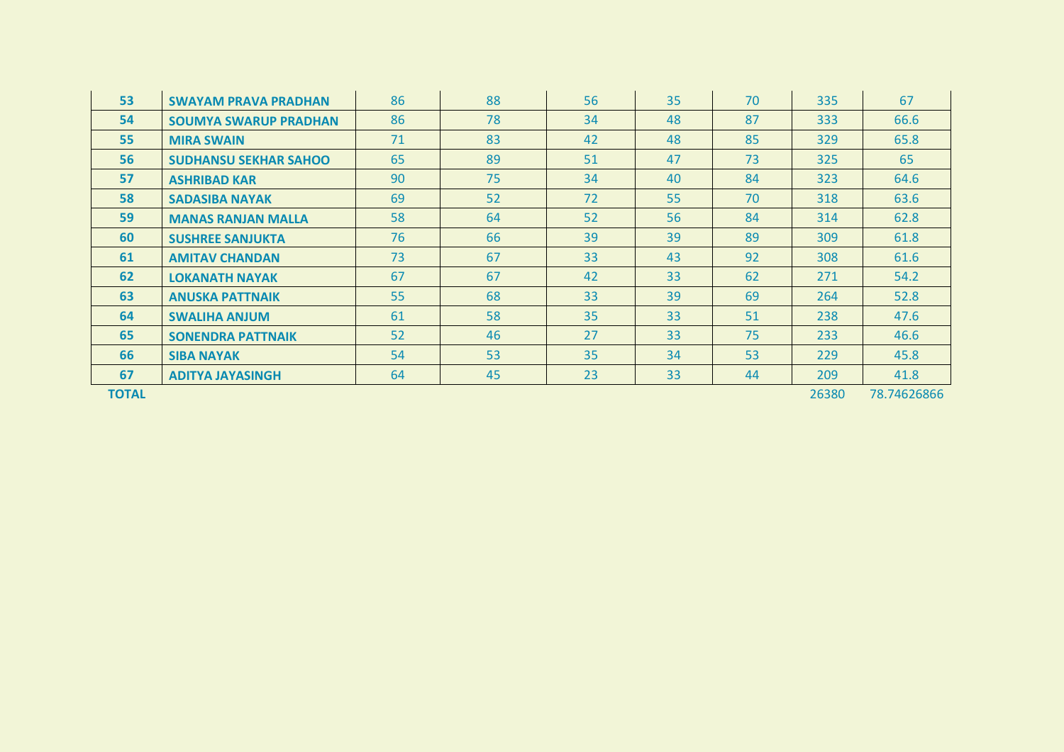| | | | | | | | | |
|---|---|---|---|---|---|---|---|---|
| **53** | **SWAYAM PRAVA PRADHAN** | 86 | 88 | 56 | 35 | 70 | 335 | 67 |
| **54** | **SOUMYA SWARUP PRADHAN** | 86 | 78 | 34 | 48 | 87 | 333 | 66.6 |
| **55** | **MIRA SWAIN** | 71 | 83 | 42 | 48 | 85 | 329 | 65.8 |
| **56** | **SUDHANSU SEKHAR SAHOO** | 65 | 89 | 51 | 47 | 73 | 325 | 65 |
| **57** | **ASHRIBAD KAR** | 90 | 75 | 34 | 40 | 84 | 323 | 64.6 |
| **58** | **SADASIBA NAYAK** | 69 | 52 | 72 | 55 | 70 | 318 | 63.6 |
| **59** | **MANAS RANJAN MALLA** | 58 | 64 | 52 | 56 | 84 | 314 | 62.8 |
| **60** | **SUSHREE SANJUKTA** | 76 | 66 | 39 | 39 | 89 | 309 | 61.8 |
| **61** | **AMITAV CHANDAN** | 73 | 67 | 33 | 43 | 92 | 308 | 61.6 |
| **62** | **LOKANATH NAYAK** | 67 | 67 | 42 | 33 | 62 | 271 | 54.2 |
| **63** | **ANUSKA PATTNAIK** | 55 | 68 | 33 | 39 | 69 | 264 | 52.8 |
| **64** | **SWALIHA ANJUM** | 61 | 58 | 35 | 33 | 51 | 238 | 47.6 |
| **65** | **SONENDRA PATTNAIK** | 52 | 46 | 27 | 33 | 75 | 233 | 46.6 |
| **66** | **SIBA NAYAK** | 54 | 53 | 35 | 34 | 53 | 229 | 45.8 |
| **67** | **ADITYA JAYASINGH** | 64 | 45 | 23 | 33 | 44 | 209 | 41.8 |
| **TOTAL** | | | | | | | 26380 | 78.74626866 |